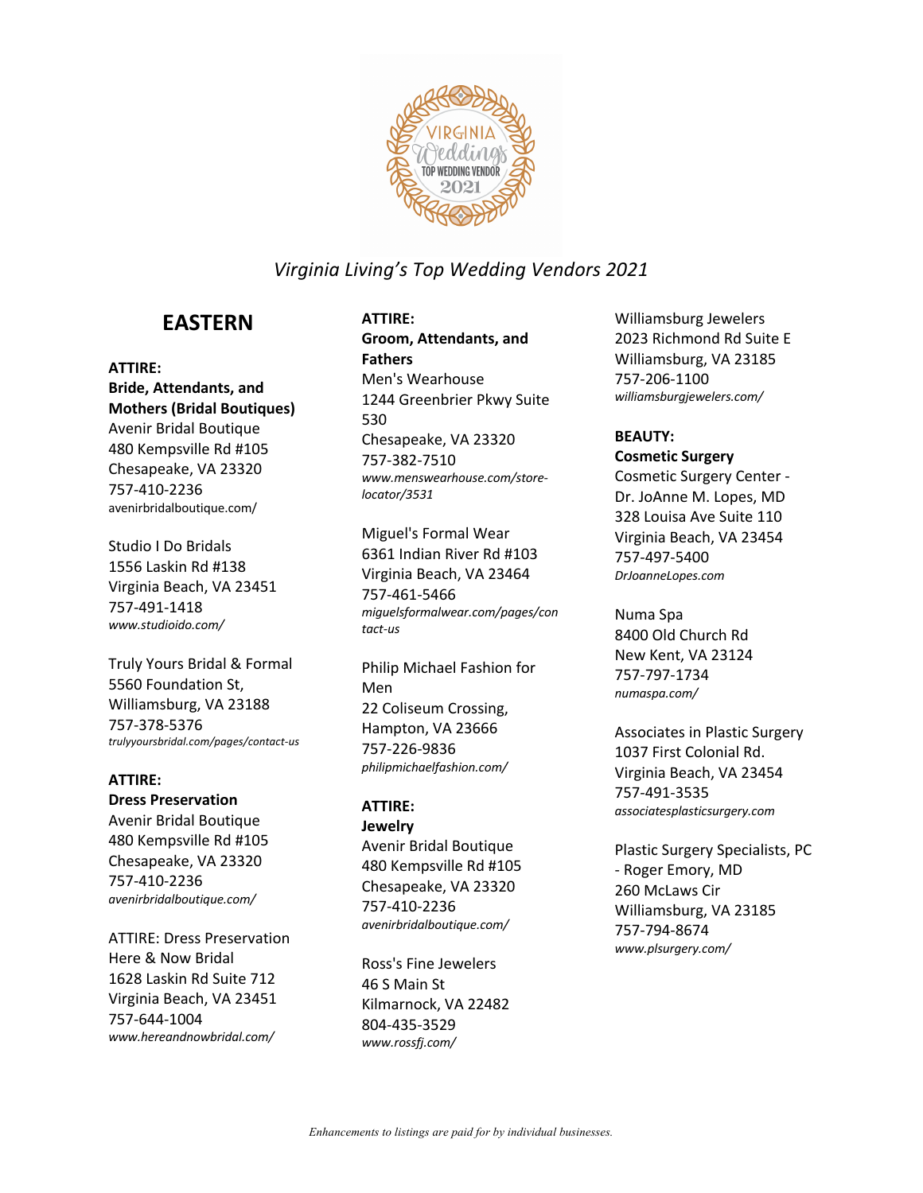*Virginia Living's Top Wedding Vendors 2021*

## EASTERN

**ATTIRE:**
**Bride, Attendants, and Mothers (Bridal Boutiques)**

Avenir Bridal Boutique
480 Kempsville Rd #105
Chesapeake, VA 23320
757-410-2236
avenirbridalboutique.com/

Studio I Do Bridals
1556 Laskin Rd #138
Virginia Beach, VA 23451
757-491-1418
*www.studioido.com/*

Truly Yours Bridal & Formal
5560 Foundation St,
Williamsburg, VA 23188
757-378-5376
*trulyyoursbridal.com/pages/contact-us*

**ATTIRE:**
**Dress Preservation**

Avenir Bridal Boutique
480 Kempsville Rd #105
Chesapeake, VA 23320
757-410-2236
*avenirbridalboutique.com/*

ATTIRE: Dress Preservation
Here & Now Bridal
1628 Laskin Rd Suite 712
Virginia Beach, VA 23451
757-644-1004
*www.hereandnowbridal.com/*

**ATTIRE:**
**Groom, Attendants, and Fathers**

Men's Wearhouse
1244 Greenbrier Pkwy Suite 530
Chesapeake, VA 23320
757-382-7510
*www.menswearhouse.com/store-locator/3531*

Miguel's Formal Wear
6361 Indian River Rd #103
Virginia Beach, VA 23464
757-461-5466
*miguelsformalwear.com/pages/contact-us*

Philip Michael Fashion for Men
22 Coliseum Crossing,
Hampton, VA 23666
757-226-9836
*philipmichaelfashion.com/*

**ATTIRE:**
**Jewelry**

Avenir Bridal Boutique
480 Kempsville Rd #105
Chesapeake, VA 23320
757-410-2236
*avenirbridalboutique.com/*

Ross's Fine Jewelers
46 S Main St
Kilmarnock, VA 22482
804-435-3529
*www.rossfj.com/*

Williamsburg Jewelers
2023 Richmond Rd Suite E
Williamsburg, VA 23185
757-206-1100
*williamsburgjewelers.com/*

**BEAUTY:**
**Cosmetic Surgery**

Cosmetic Surgery Center - Dr. JoAnne M. Lopes, MD
328 Louisa Ave Suite 110
Virginia Beach, VA 23454
757-497-5400
*DrJoanneLopes.com*

Numa Spa
8400 Old Church Rd
New Kent, VA 23124
757-797-1734
*numaspa.com/*

Associates in Plastic Surgery
1037 First Colonial Rd.
Virginia Beach, VA 23454
757-491-3535
*associatesplasticsurgery.com*

Plastic Surgery Specialists, PC - Roger Emory, MD
260 McLaws Cir
Williamsburg, VA 23185
757-794-8674
*www.plsurgery.com/*

*Enhancements to listings are paid for by individual businesses.*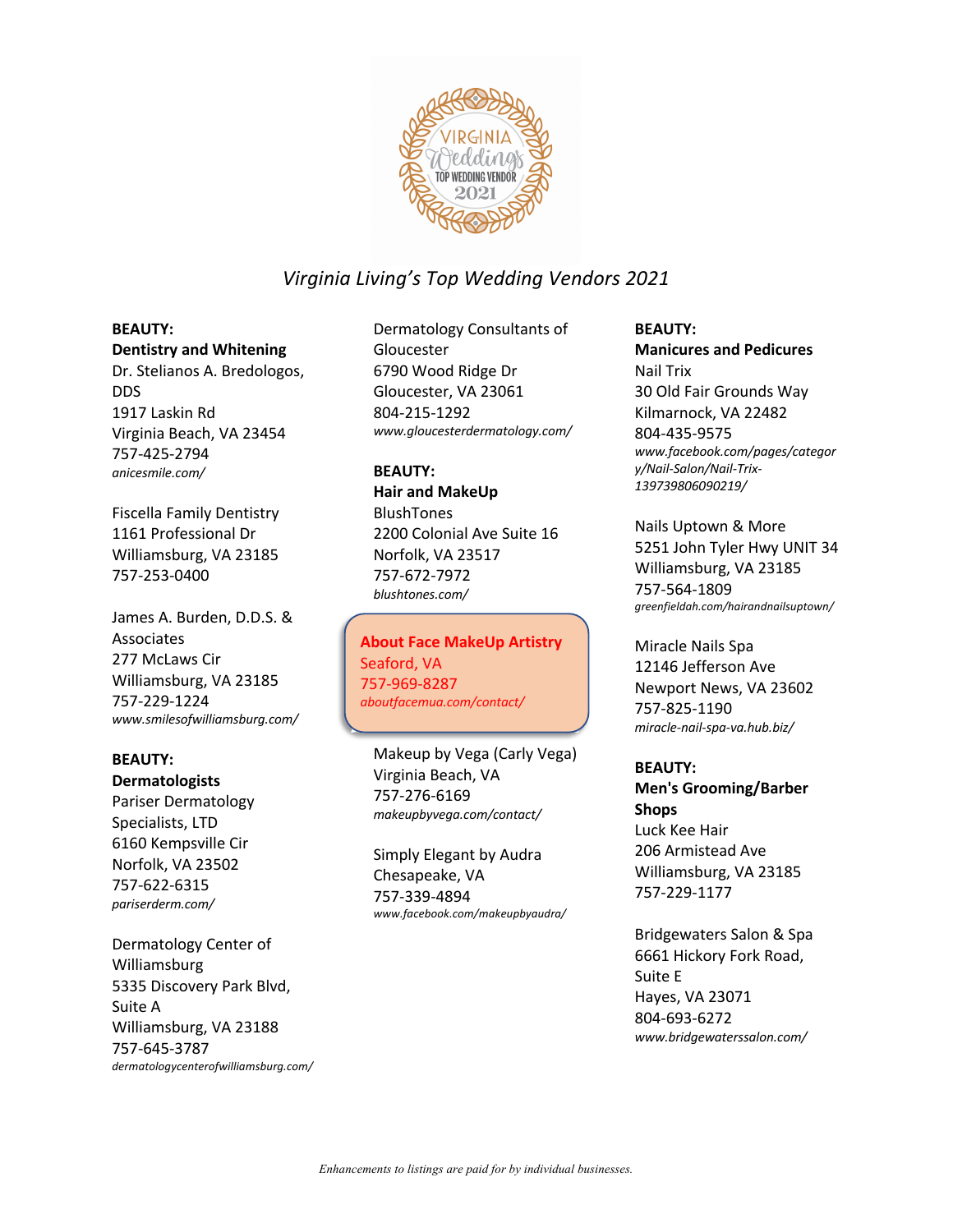*Virginia Living's Top Wedding Vendors 2021*

**BEAUTY:**
**Dentistry and Whitening**

Dr. Stelianos A. Bredologos, DDS
1917 Laskin Rd
Virginia Beach, VA 23454
757-425-2794
*anicesmile.com/*

Fiscella Family Dentistry
1161 Professional Dr
Williamsburg, VA 23185
757-253-0400

James A. Burden, D.D.S. & Associates
277 McLaws Cir
Williamsburg, VA 23185
757-229-1224
*www.smilesofwilliamsburg.com/*

**BEAUTY:**
**Dermatologists**

Pariser Dermatology Specialists, LTD
6160 Kempsville Cir
Norfolk, VA 23502
757-622-6315
*pariserderm.com/*

Dermatology Center of Williamsburg
5335 Discovery Park Blvd, Suite A
Williamsburg, VA 23188
757-645-3787
*dermatologycenterofwilliamsburg.com/*

Dermatology Consultants of Gloucester
6790 Wood Ridge Dr
Gloucester, VA 23061
804-215-1292
*www.gloucesterdermatology.com/*

**BEAUTY:**
**Hair and MakeUp**

BlushTones
2200 Colonial Ave Suite 16
Norfolk, VA 23517
757-672-7972
*blushtones.com/*

**About Face MakeUp Artistry**
Seaford, VA
757-969-8287
*aboutfacemua.com/contact/*

Makeup by Vega (Carly Vega)
Virginia Beach, VA
757-276-6169
*makeupbyvega.com/contact/*

Simply Elegant by Audra
Chesapeake, VA
757-339-4894
*www.facebook.com/makeupbyaudra/*

**BEAUTY:**
**Manicures and Pedicures**

Nail Trix
30 Old Fair Grounds Way
Kilmarnock, VA 22482
804-435-9575
*www.facebook.com/pages/category/Nail-Salon/Nail-Trix-139739806090219/*

Nails Uptown & More
5251 John Tyler Hwy UNIT 34
Williamsburg, VA 23185
757-564-1809
*greenfieldah.com/hairandnailsuptown/*

Miracle Nails Spa
12146 Jefferson Ave
Newport News, VA 23602
757-825-1190
*miracle-nail-spa-va.hub.biz/*

**BEAUTY:**
**Men's Grooming/Barber Shops**

Luck Kee Hair
206 Armistead Ave
Williamsburg, VA 23185
757-229-1177

Bridgewaters Salon & Spa
6661 Hickory Fork Road, Suite E
Hayes, VA 23071
804-693-6272
*www.bridgewaterssalon.com/*

*Enhancements to listings are paid for by individual businesses.*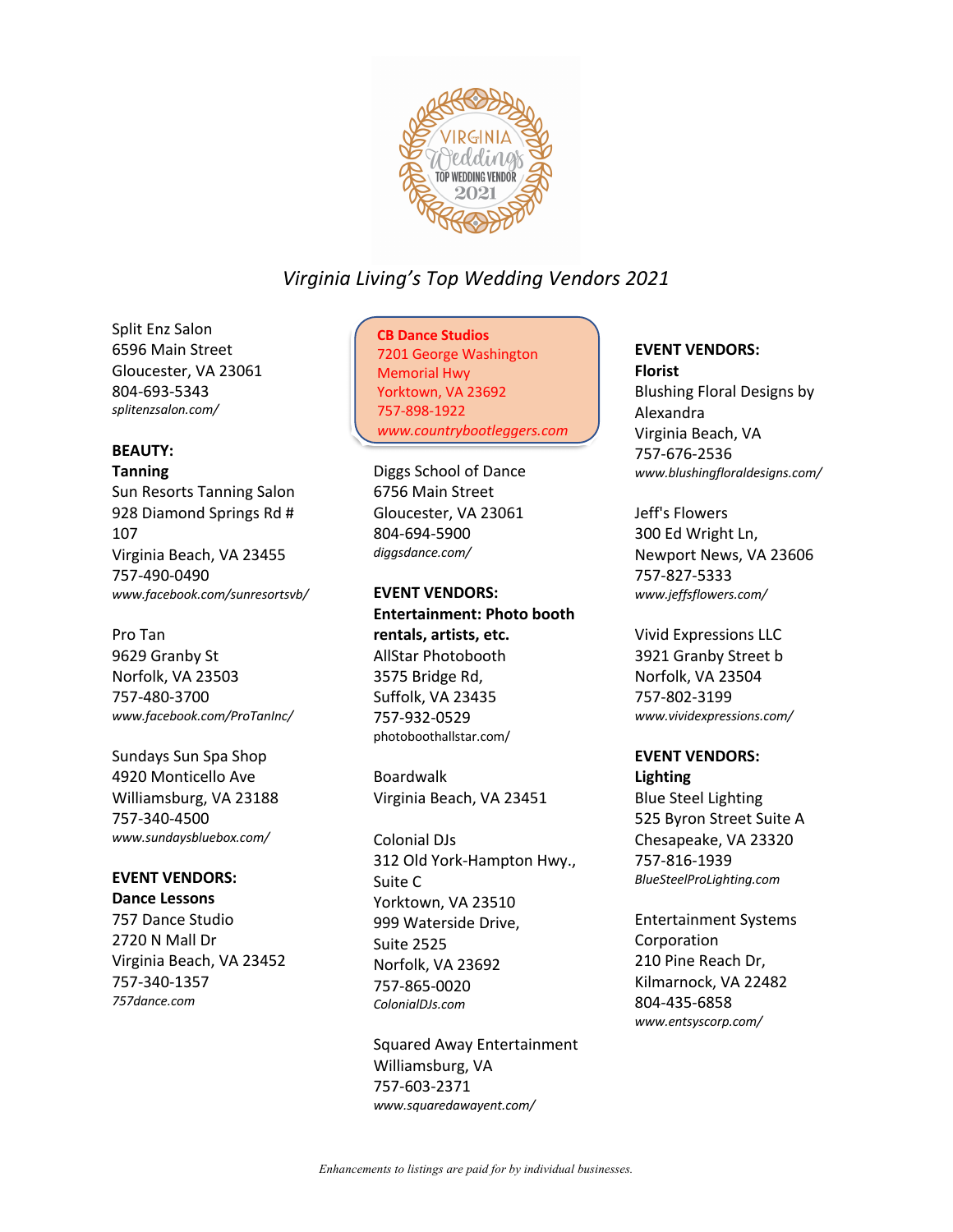# Virginia Living's Top Wedding Vendors 2021

Split Enz Salon
6596 Main Street
Gloucester, VA 23061
804-693-5343
*splitenzsalon.com/*

**BEAUTY:**
**Tanning**

Sun Resorts Tanning Salon
928 Diamond Springs Rd # 107
Virginia Beach, VA 23455
757-490-0490
*www.facebook.com/sunresortsvb/*

Pro Tan
9629 Granby St
Norfolk, VA 23503
757-480-3700
*www.facebook.com/ProTanInc/*

Sundays Sun Spa Shop
4920 Monticello Ave
Williamsburg, VA 23188
757-340-4500
*www.sundaysbluebox.com/*

**EVENT VENDORS:**
**Dance Lessons**

757 Dance Studio
2720 N Mall Dr
Virginia Beach, VA 23452
757-340-1357
*757dance.com*

**CB Dance Studios**
7201 George Washington Memorial Hwy
Yorktown, VA 23692
757-898-1922
*www.countrybootleggers.com*

Diggs School of Dance
6756 Main Street
Gloucester, VA 23061
804-694-5900
*diggsdance.com/*

**EVENT VENDORS:**
**Entertainment: Photo booth rentals, artists, etc.**

AllStar Photobooth
3575 Bridge Rd,
Suffolk, VA 23435
757-932-0529
photoboothallstar.com/

Boardwalk
Virginia Beach, VA 23451

Colonial DJs
312 Old York-Hampton Hwy., Suite C
Yorktown, VA 23510
999 Waterside Drive, Suite 2525
Norfolk, VA 23692
757-865-0020
*ColonialDJs.com*

Squared Away Entertainment
Williamsburg, VA
757-603-2371
*www.squaredawayent.com/*

**EVENT VENDORS:**
**Florist**

Blushing Floral Designs by Alexandra
Virginia Beach, VA
757-676-2536
*www.blushingfloraldesigns.com/*

Jeff's Flowers
300 Ed Wright Ln,
Newport News, VA 23606
757-827-5333
*www.jeffsflowers.com/*

Vivid Expressions LLC
3921 Granby Street b
Norfolk, VA 23504
757-802-3199
*www.vividexpressions.com/*

**EVENT VENDORS:**
**Lighting**

Blue Steel Lighting
525 Byron Street Suite A
Chesapeake, VA 23320
757-816-1939
*BlueSteelProLighting.com*

Entertainment Systems Corporation
210 Pine Reach Dr,
Kilmarnock, VA 22482
804-435-6858
*www.entsyscorp.com/*

*Enhancements to listings are paid for by individual businesses.*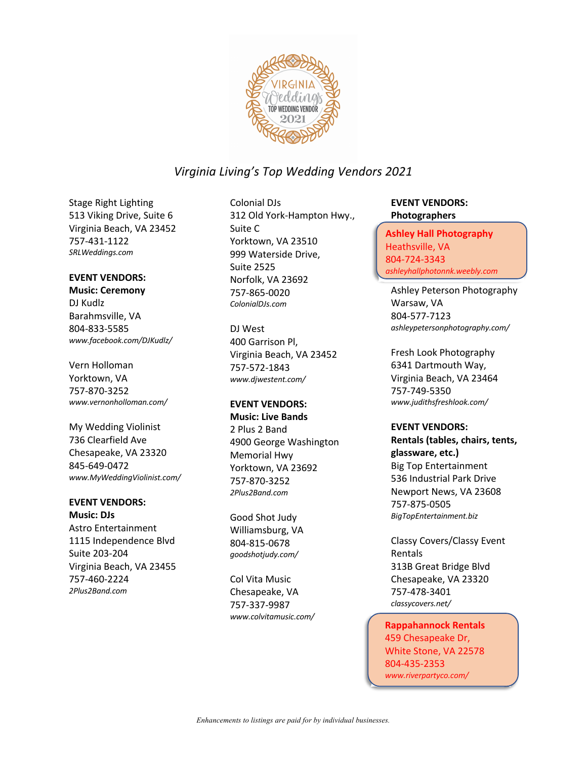*Virginia Living's Top Wedding Vendors 2021*

Stage Right Lighting
513 Viking Drive, Suite 6
Virginia Beach, VA 23452
757-431-1122
*SRLWeddings.com*

**EVENT VENDORS:**
**Music: Ceremony**

DJ Kudlz
Barahmsville, VA
804-833-5585
*www.facebook.com/DJKudlz/*

Vern Holloman
Yorktown, VA
757-870-3252
*www.vernonholloman.com/*

My Wedding Violinist
736 Clearfield Ave
Chesapeake, VA 23320
845-649-0472
*www.MyWeddingViolinist.com/*

**EVENT VENDORS:**
**Music: DJs**

Astro Entertainment
1115 Independence Blvd
Suite 203-204
Virginia Beach, VA 23455
757-460-2224
*2Plus2Band.com*

Colonial DJs
312 Old York-Hampton Hwy., Suite C
Yorktown, VA 23510
999 Waterside Drive, Suite 2525
Norfolk, VA 23692
757-865-0020
*ColonialDJs.com*

DJ West
400 Garrison Pl,
Virginia Beach, VA 23452
757-572-1843
*www.djwestent.com/*

**EVENT VENDORS:**
**Music: Live Bands**

2 Plus 2 Band
4900 George Washington Memorial Hwy
Yorktown, VA 23692
757-870-3252
*2Plus2Band.com*

Good Shot Judy
Williamsburg, VA
804-815-0678
*goodshotjudy.com/*

Col Vita Music
Chesapeake, VA
757-337-9987
*www.colvitamusic.com/*

**EVENT VENDORS:**
**Photographers**

**Ashley Hall Photography**
Heathsville, VA
804-724-3343
*ashleyhallphotonnk.weebly.com*

Ashley Peterson Photography
Warsaw, VA
804-577-7123
*ashleypetersonphotography.com/*

Fresh Look Photography
6341 Dartmouth Way,
Virginia Beach, VA 23464
757-749-5350
*www.judithsfreshlook.com/*

**EVENT VENDORS:**
**Rentals (tables, chairs, tents, glassware, etc.)**

Big Top Entertainment
536 Industrial Park Drive
Newport News, VA 23608
757-875-0505
*BigTopEntertainment.biz*

Classy Covers/Classy Event Rentals
313B Great Bridge Blvd
Chesapeake, VA 23320
757-478-3401
*classycovers.net/*

**Rappahannock Rentals**
459 Chesapeake Dr,
White Stone, VA 22578
804-435-2353
*www.riverpartyco.com/*

*Enhancements to listings are paid for by individual businesses.*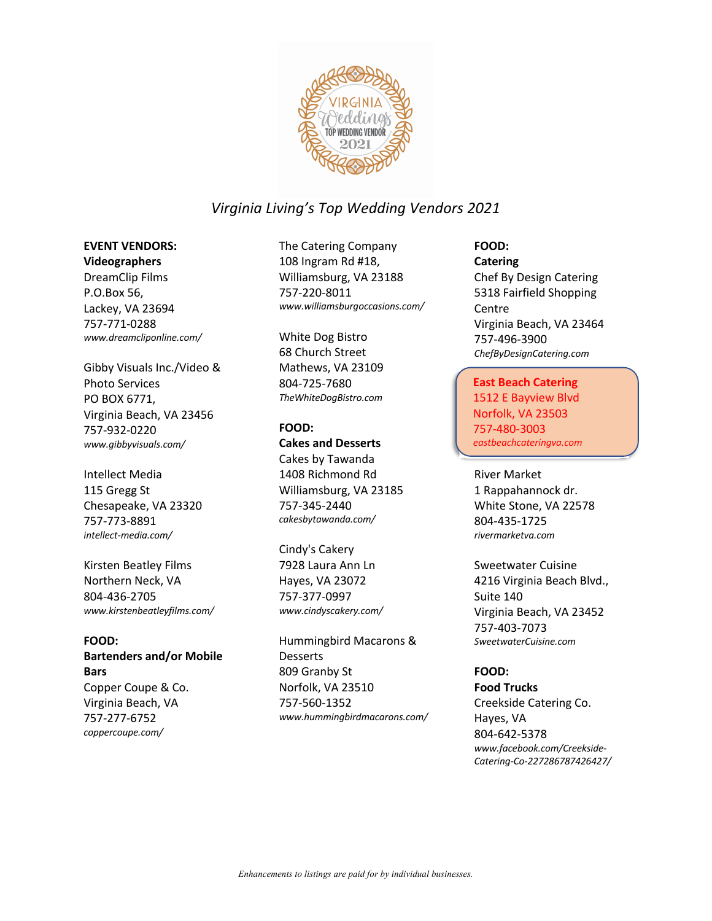*Virginia Living's Top Wedding Vendors 2021*

**EVENT VENDORS:**

**Videographers**

DreamClip Films
P.O.Box 56,
Lackey, VA 23694
757-771-0288
*www.dreamcliponline.com/*

Gibby Visuals Inc./Video & Photo Services
PO BOX 6771,
Virginia Beach, VA 23456
757-932-0220
*www.gibbyvisuals.com/*

Intellect Media
115 Gregg St
Chesapeake, VA 23320
757-773-8891
*intellect-media.com/*

Kirsten Beatley Films
Northern Neck, VA
804-436-2705
*www.kirstenbeatleyfilms.com/*

**FOOD:**

**Bartenders and/or Mobile Bars**

Copper Coupe & Co.
Virginia Beach, VA
757-277-6752
*coppercoupe.com/*

The Catering Company
108 Ingram Rd #18,
Williamsburg, VA 23188
757-220-8011
*www.williamsburgoccasions.com/*

White Dog Bistro
68 Church Street
Mathews, VA 23109
804-725-7680
*TheWhiteDogBistro.com*

**FOOD:**

**Cakes and Desserts**

Cakes by Tawanda
1408 Richmond Rd
Williamsburg, VA 23185
757-345-2440
*cakesbytawanda.com/*

Cindy's Cakery
7928 Laura Ann Ln
Hayes, VA 23072
757-377-0997
*www.cindyscakery.com/*

Hummingbird Macarons & Desserts
809 Granby St
Norfolk, VA 23510
757-560-1352
*www.hummingbirdmacarons.com/*

**FOOD:**

**Catering**

Chef By Design Catering
5318 Fairfield Shopping Centre
Virginia Beach, VA 23464
757-496-3900
*ChefByDesignCatering.com*

**East Beach Catering**
1512 E Bayview Blvd
Norfolk, VA 23503
757-480-3003
*eastbeachcateringva.com*

River Market
1 Rappahannock dr.
White Stone, VA 22578
804-435-1725
*rivermarketva.com*

Sweetwater Cuisine
4216 Virginia Beach Blvd., Suite 140
Virginia Beach, VA 23452
757-403-7073
*SweetwaterCuisine.com*

**FOOD:**

**Food Trucks**

Creekside Catering Co.
Hayes, VA
804-642-5378
*www.facebook.com/Creekside-Catering-Co-227286787426427/*

*Enhancements to listings are paid for by individual businesses.*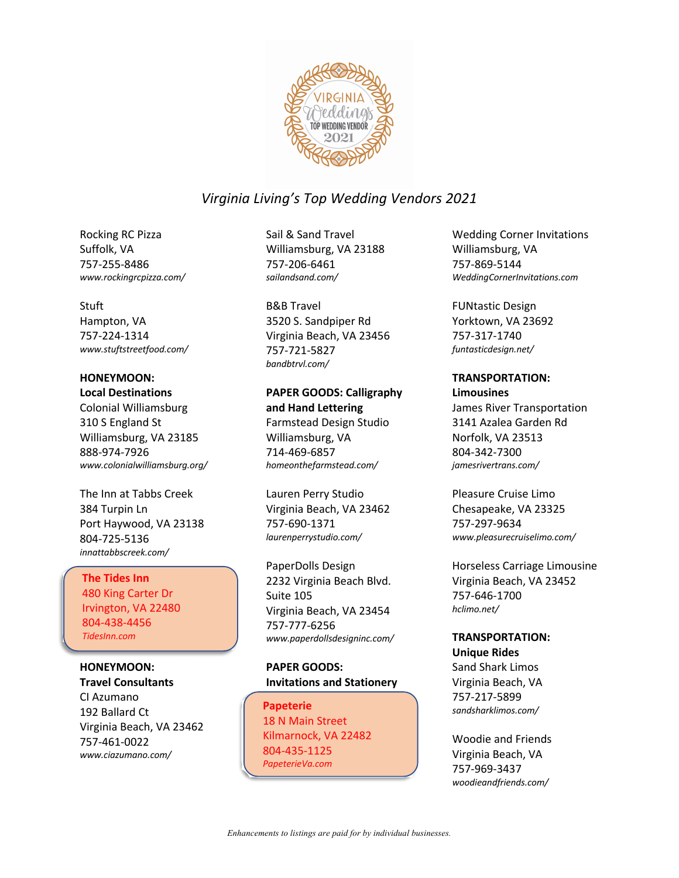*Virginia Living's Top Wedding Vendors 2021*

Rocking RC Pizza
Suffolk, VA
757-255-8486
*www.rockingrcpizza.com/*

Stuft
Hampton, VA
757-224-1314
*www.stuftstreetfood.com/*

**HONEYMOON:**
**Local Destinations**

Colonial Williamsburg
310 S England St
Williamsburg, VA 23185
888-974-7926
*www.colonialwilliamsburg.org/*

The Inn at Tabbs Creek
384 Turpin Ln
Port Haywood, VA 23138
804-725-5136
*innattabbscreek.com/*

**The Tides Inn**
480 King Carter Dr
Irvington, VA 22480
804-438-4456
*TidesInn.com*

**HONEYMOON:**
**Travel Consultants**

CI Azumano
192 Ballard Ct
Virginia Beach, VA 23462
757-461-0022
*www.ciazumano.com/*

Sail & Sand Travel
Williamsburg, VA 23188
757-206-6461
*sailandsand.com/*

B&B Travel
3520 S. Sandpiper Rd
Virginia Beach, VA 23456
757-721-5827
*bandbtrvl.com/*

**PAPER GOODS: Calligraphy and Hand Lettering**

Farmstead Design Studio
Williamsburg, VA
714-469-6857
*homeonthefarmstead.com/*

Lauren Perry Studio
Virginia Beach, VA 23462
757-690-1371
*laurenperrystudio.com/*

PaperDolls Design
2232 Virginia Beach Blvd.
Suite 105
Virginia Beach, VA 23454
757-777-6256
*www.paperdollsdesigninc.com/*

**PAPER GOODS:**
**Invitations and Stationery**

**Papeterie**
18 N Main Street
Kilmarnock, VA 22482
804-435-1125
*PapeterieVa.com*

Wedding Corner Invitations
Williamsburg, VA
757-869-5144
*WeddingCornerInvitations.com*

FUNtastic Design
Yorktown, VA 23692
757-317-1740
*funtasticdesign.net/*

**TRANSPORTATION:**
**Limousines**

James River Transportation
3141 Azalea Garden Rd
Norfolk, VA 23513
804-342-7300
*jamesrivertrans.com/*

Pleasure Cruise Limo
Chesapeake, VA 23325
757-297-9634
*www.pleasurecruiselimo.com/*

Horseless Carriage Limousine
Virginia Beach, VA 23452
757-646-1700
*hclimo.net/*

**TRANSPORTATION:**
**Unique Rides**

Sand Shark Limos
Virginia Beach, VA
757-217-5899
*sandsharklimos.com/*

Woodie and Friends
Virginia Beach, VA
757-969-3437
*woodieandfriends.com/*

*Enhancements to listings are paid for by individual businesses.*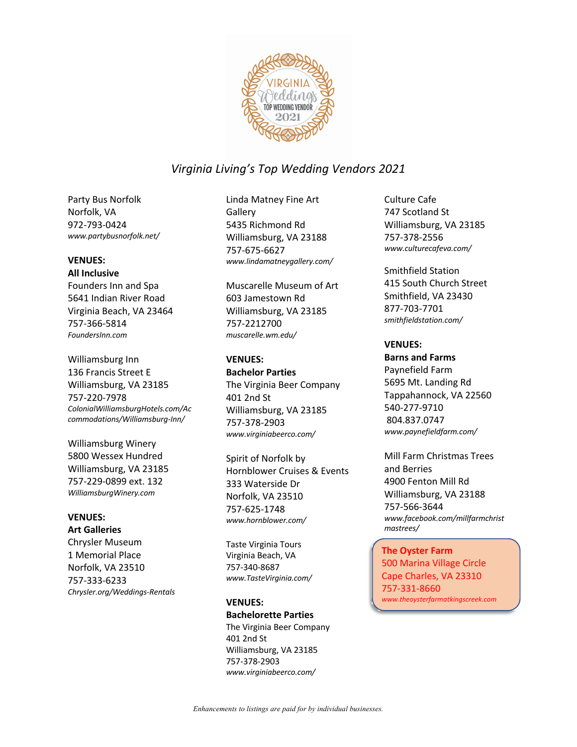*Virginia Living's Top Wedding Vendors 2021*

Party Bus Norfolk
Norfolk, VA
972-793-0424
*www.partybusnorfolk.net/*

**VENUES:**
**All Inclusive**
Founders Inn and Spa
5641 Indian River Road
Virginia Beach, VA 23464
757-366-5814
*FoundersInn.com*

Williamsburg Inn
136 Francis Street E
Williamsburg, VA 23185
757-220-7978
*ColonialWilliamsburgHotels.com/Accommodations/Williamsburg-Inn/*

Williamsburg Winery
5800 Wessex Hundred
Williamsburg, VA 23185
757-229-0899 ext. 132
*WilliamsburgWinery.com*

**VENUES:**
**Art Galleries**
Chrysler Museum
1 Memorial Place
Norfolk, VA 23510
757-333-6233
*Chrysler.org/Weddings-Rentals*

Linda Matney Fine Art Gallery
5435 Richmond Rd
Williamsburg, VA 23188
757-675-6627
*www.lindamatneygallery.com/*

Muscarelle Museum of Art
603 Jamestown Rd
Williamsburg, VA 23185
757-2212700
*muscarelle.wm.edu/*

**VENUES:**
**Bachelor Parties**
The Virginia Beer Company
401 2nd St
Williamsburg, VA 23185
757-378-2903
*www.virginiabeerco.com/*

Spirit of Norfolk by Hornblower Cruises & Events
333 Waterside Dr
Norfolk, VA 23510
757-625-1748
*www.hornblower.com/*

Taste Virginia Tours
Virginia Beach, VA
757-340-8687
*www.TasteVirginia.com/*

**VENUES:**
**Bachelorette Parties**
The Virginia Beer Company
401 2nd St
Williamsburg, VA 23185
757-378-2903
*www.virginiabeerco.com/*

Culture Cafe
747 Scotland St
Williamsburg, VA 23185
757-378-2556
*www.culturecafeva.com/*

Smithfield Station
415 South Church Street
Smithfield, VA 23430
877-703-7701
*smithfieldstation.com/*

**VENUES:**
**Barns and Farms**
Paynefield Farm
5695 Mt. Landing Rd
Tappahannock, VA 22560
540-277-9710
804.837.0747
*www.paynefieldfarm.com/*

Mill Farm Christmas Trees and Berries
4900 Fenton Mill Rd
Williamsburg, VA 23188
757-566-3644
*www.facebook.com/millfarmchristmastrees/*

**The Oyster Farm**
500 Marina Village Circle
Cape Charles, VA 23310
757-331-8660
*www.theoysterfarmatkingscreek.com*

*Enhancements to listings are paid for by individual businesses.*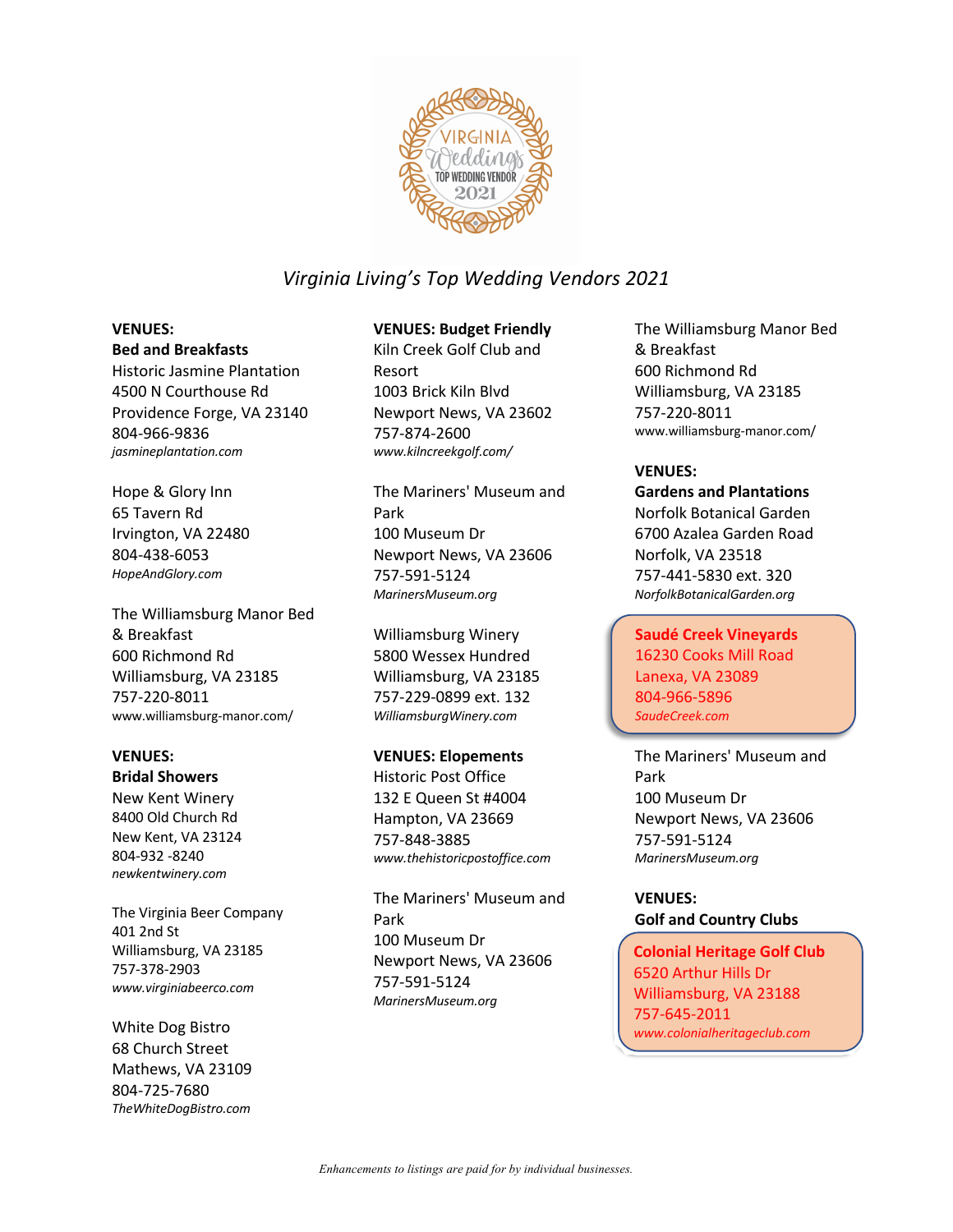# Virginia Living's Top Wedding Vendors 2021

**VENUES:**
**Bed and Breakfasts**

Historic Jasmine Plantation
4500 N Courthouse Rd
Providence Forge, VA 23140
804-966-9836
*jasmineplantation.com*

Hope & Glory Inn
65 Tavern Rd
Irvington, VA 22480
804-438-6053
*HopeAndGlory.com*

The Williamsburg Manor Bed & Breakfast
600 Richmond Rd
Williamsburg, VA 23185
757-220-8011
www.williamsburg-manor.com/

**VENUES:**
**Bridal Showers**

New Kent Winery
8400 Old Church Rd
New Kent, VA 23124
804-932 -8240
*newkentwinery.com*

The Virginia Beer Company
401 2nd St
Williamsburg, VA 23185
757-378-2903
*www.virginiabeerco.com*

White Dog Bistro
68 Church Street
Mathews, VA 23109
804-725-7680
*TheWhiteDogBistro.com*

**VENUES: Budget Friendly**

Kiln Creek Golf Club and Resort
1003 Brick Kiln Blvd
Newport News, VA 23602
757-874-2600
*www.kilncreekgolf.com/*

The Mariners' Museum and Park
100 Museum Dr
Newport News, VA 23606
757-591-5124
*MarinersMuseum.org*

Williamsburg Winery
5800 Wessex Hundred
Williamsburg, VA 23185
757-229-0899 ext. 132
*WilliamsburgWinery.com*

**VENUES: Elopements**

Historic Post Office
132 E Queen St #4004
Hampton, VA 23669
757-848-3885
*www.thehistoricpostoffice.com*

The Mariners' Museum and Park
100 Museum Dr
Newport News, VA 23606
757-591-5124
*MarinersMuseum.org*

The Williamsburg Manor Bed & Breakfast
600 Richmond Rd
Williamsburg, VA 23185
757-220-8011
www.williamsburg-manor.com/

**VENUES:**
**Gardens and Plantations**

Norfolk Botanical Garden
6700 Azalea Garden Road
Norfolk, VA 23518
757-441-5830 ext. 320
*NorfolkBotanicalGarden.org*

**Saudé Creek Vineyards**
16230 Cooks Mill Road
Lanexa, VA 23089
804-966-5896
*SaudeCreek.com*

The Mariners' Museum and Park
100 Museum Dr
Newport News, VA 23606
757-591-5124
*MarinersMuseum.org*

**VENUES:**
**Golf and Country Clubs**

**Colonial Heritage Golf Club**
6520 Arthur Hills Dr
Williamsburg, VA 23188
757-645-2011
*www.colonialheritageclub.com*

*Enhancements to listings are paid for by individual businesses.*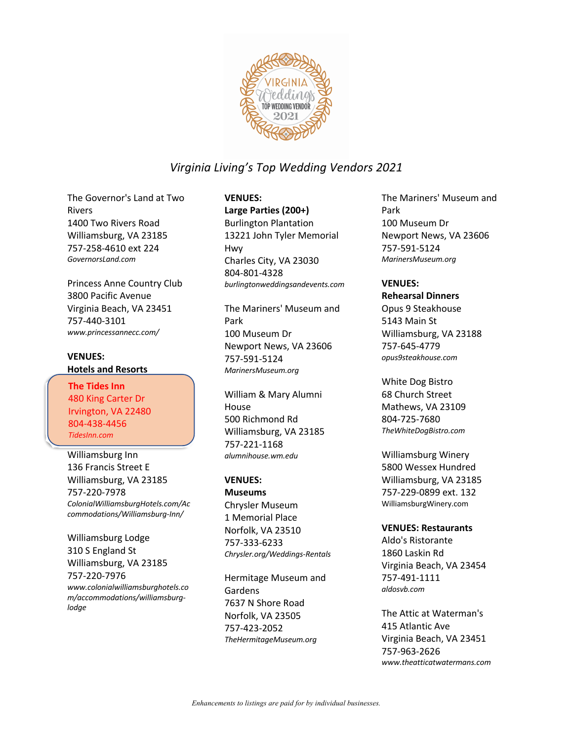*Virginia Living's Top Wedding Vendors 2021*

The Governor's Land at Two Rivers
1400 Two Rivers Road
Williamsburg, VA 23185
757-258-4610 ext 224
*GovernorsLand.com*

Princess Anne Country Club
3800 Pacific Avenue
Virginia Beach, VA 23451
757-440-3101
*www.princessannecc.com/*

**VENUES:**
**Hotels and Resorts**

**The Tides Inn**
480 King Carter Dr
Irvington, VA 22480
804-438-4456
*TidesInn.com*

Williamsburg Inn
136 Francis Street E
Williamsburg, VA 23185
757-220-7978
*ColonialWilliamsburgHotels.com/Accommodations/Williamsburg-Inn/*

Williamsburg Lodge
310 S England St
Williamsburg, VA 23185
757-220-7976
*www.colonialwilliamsburghotels.com/accommodations/williamsburg-lodge*

**VENUES:**
**Large Parties (200+)**
Burlington Plantation
13221 John Tyler Memorial Hwy
Charles City, VA 23030
804-801-4328
*burlingtonweddingsandevents.com*

The Mariners' Museum and Park
100 Museum Dr
Newport News, VA 23606
757-591-5124
*MarinersMuseum.org*

William & Mary Alumni House
500 Richmond Rd
Williamsburg, VA 23185
757-221-1168
*alumnihouse.wm.edu*

**VENUES:**
**Museums**
Chrysler Museum
1 Memorial Place
Norfolk, VA 23510
757-333-6233
*Chrysler.org/Weddings-Rentals*

Hermitage Museum and Gardens
7637 N Shore Road
Norfolk, VA 23505
757-423-2052
*TheHermitageMuseum.org*

The Mariners' Museum and Park
100 Museum Dr
Newport News, VA 23606
757-591-5124
*MarinersMuseum.org*

**VENUES:**
**Rehearsal Dinners**
Opus 9 Steakhouse
5143 Main St
Williamsburg, VA 23188
757-645-4779
*opus9steakhouse.com*

White Dog Bistro
68 Church Street
Mathews, VA 23109
804-725-7680
*TheWhiteDogBistro.com*

Williamsburg Winery
5800 Wessex Hundred
Williamsburg, VA 23185
757-229-0899 ext. 132
WilliamsburgWinery.com

**VENUES: Restaurants**
Aldo's Ristorante
1860 Laskin Rd
Virginia Beach, VA 23454
757-491-1111
*aldosvb.com*

The Attic at Waterman's
415 Atlantic Ave
Virginia Beach, VA 23451
757-963-2626
*www.theatticatwatermans.com*

*Enhancements to listings are paid for by individual businesses.*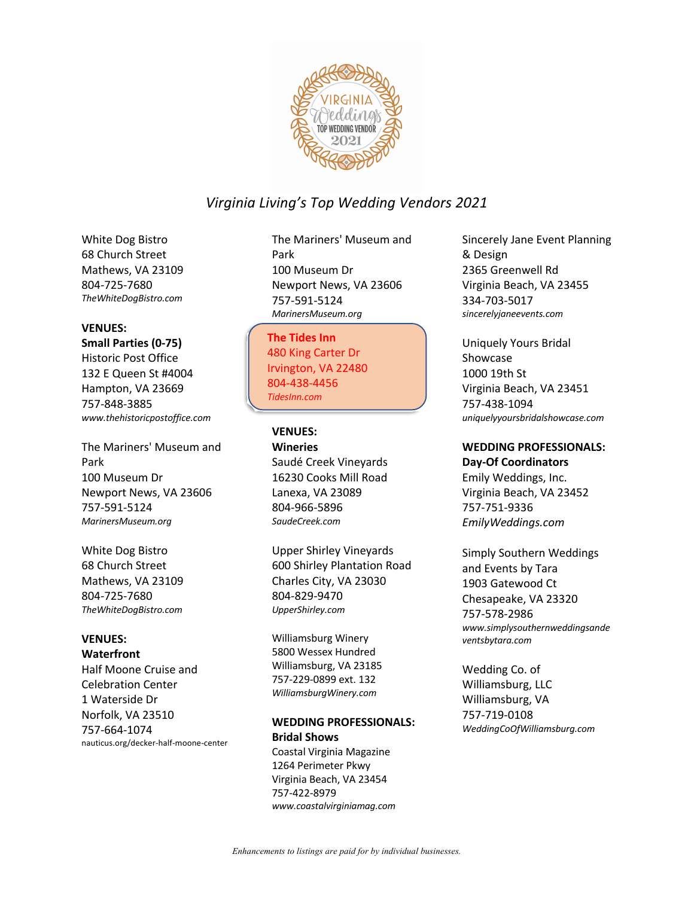## *Virginia Living's Top Wedding Vendors 2021*

White Dog Bistro
68 Church Street
Mathews, VA 23109
804-725-7680
*TheWhiteDogBistro.com*

**VENUES:**
**Small Parties (0-75)**
Historic Post Office
132 E Queen St #4004
Hampton, VA 23669
757-848-3885
*www.thehistoricpostoffice.com*

The Mariners' Museum and Park
100 Museum Dr
Newport News, VA 23606
757-591-5124
*MarinersMuseum.org*

White Dog Bistro
68 Church Street
Mathews, VA 23109
804-725-7680
*TheWhiteDogBistro.com*

**VENUES:**
**Waterfront**
Half Moone Cruise and Celebration Center
1 Waterside Dr
Norfolk, VA 23510
757-664-1074
nauticus.org/decker-half-moone-center

The Mariners' Museum and Park
100 Museum Dr
Newport News, VA 23606
757-591-5124
*MarinersMuseum.org*

**The Tides Inn**
480 King Carter Dr
Irvington, VA 22480
804-438-4456
*TidesInn.com*

**VENUES:**
**Wineries**
Saudé Creek Vineyards
16230 Cooks Mill Road
Lanexa, VA 23089
804-966-5896
*SaudeCreek.com*

Upper Shirley Vineyards
600 Shirley Plantation Road
Charles City, VA 23030
804-829-9470
*UpperShirley.com*

Williamsburg Winery
5800 Wessex Hundred
Williamsburg, VA 23185
757-229-0899 ext. 132
*WilliamsburgWinery.com*

**WEDDING PROFESSIONALS:**
**Bridal Shows**
Coastal Virginia Magazine
1264 Perimeter Pkwy
Virginia Beach, VA 23454
757-422-8979
*www.coastalvirginiamag.com*

Sincerely Jane Event Planning & Design
2365 Greenwell Rd
Virginia Beach, VA 23455
334-703-5017
*sincerelyjaneevents.com*

Uniquely Yours Bridal Showcase
1000 19th St
Virginia Beach, VA 23451
757-438-1094
*uniquelyyoursbridalshowcase.com*

**WEDDING PROFESSIONALS:**
**Day-Of Coordinators**
Emily Weddings, Inc.
Virginia Beach, VA 23452
757-751-9336
*EmilyWeddings.com*

Simply Southern Weddings and Events by Tara
1903 Gatewood Ct
Chesapeake, VA 23320
757-578-2986
*www.simplysouthernweddingsandeventsbytara.com*

Wedding Co. of Williamsburg, LLC
Williamsburg, VA
757-719-0108
*WeddingCoOfWilliamsburg.com*

*Enhancements to listings are paid for by individual businesses.*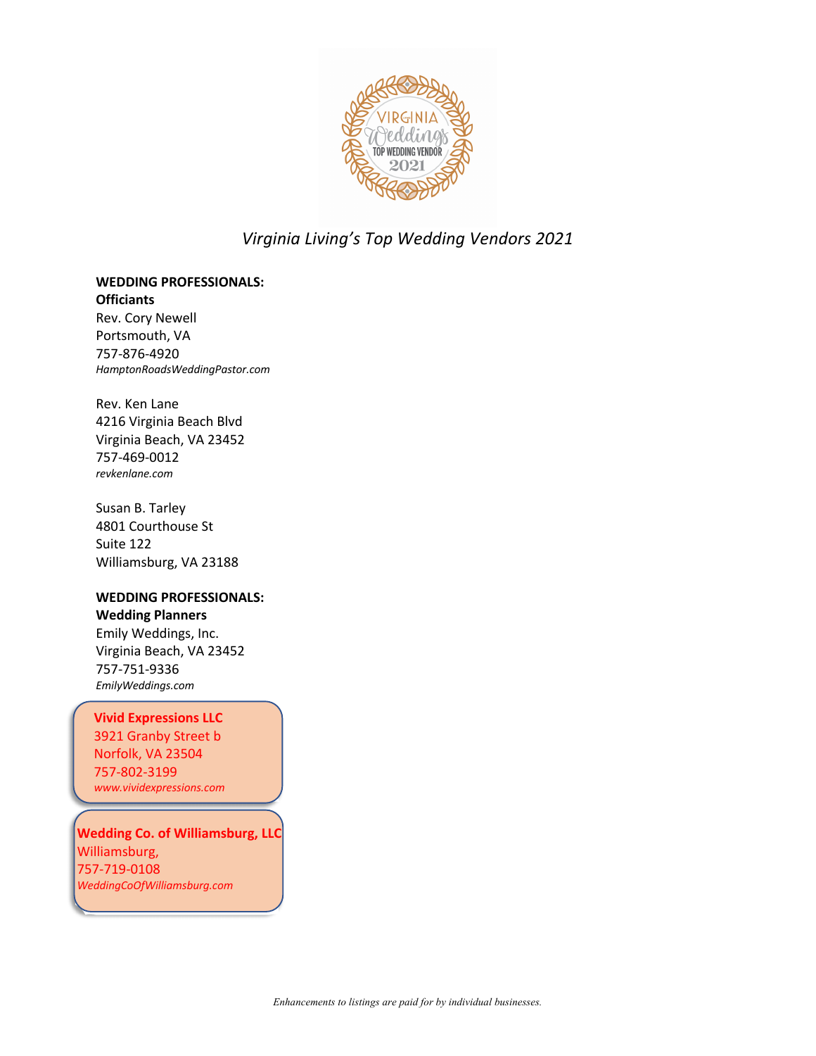*Virginia Living's Top Wedding Vendors 2021*

**WEDDING PROFESSIONALS:**
**Officiants**

Rev. Cory Newell
Portsmouth, VA
757-876-4920
*HamptonRoadsWeddingPastor.com*

Rev. Ken Lane
4216 Virginia Beach Blvd
Virginia Beach, VA 23452
757-469-0012
*revkenlane.com*

Susan B. Tarley
4801 Courthouse St
Suite 122
Williamsburg, VA 23188

**WEDDING PROFESSIONALS:**
**Wedding Planners**

Emily Weddings, Inc.
Virginia Beach, VA 23452
757-751-9336
*EmilyWeddings.com*

**Vivid Expressions LLC**
3921 Granby Street b
Norfolk, VA 23504
757-802-3199
*www.vividexpressions.com*

**Wedding Co. of Williamsburg, LLC**
Williamsburg,
757-719-0108
*WeddingCoOfWilliamsburg.com*

*Enhancements to listings are paid for by individual businesses.*